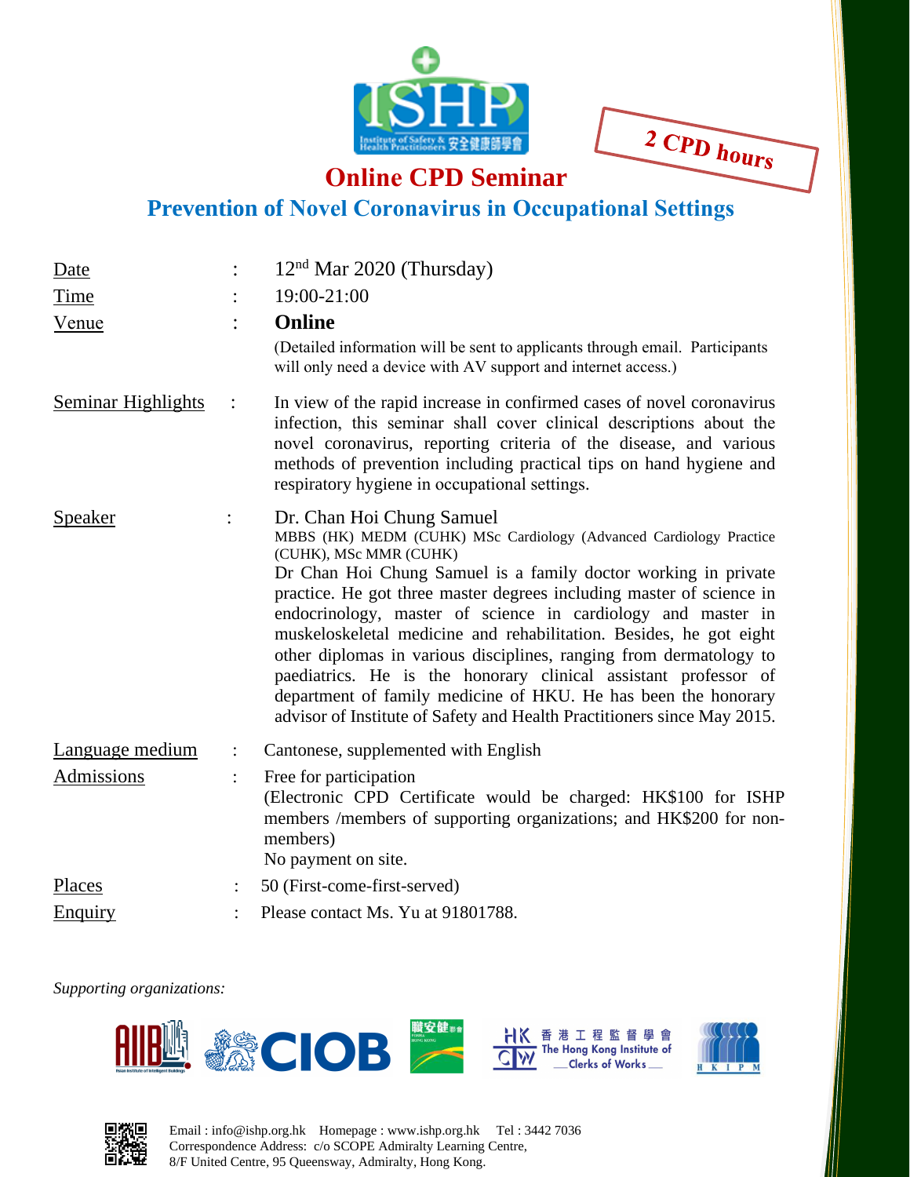ISHP

Institute of Safety & Health Practitioners 安全健康師學會

**2 CPD hours**

# Online CPD Seminar

## Prevention of Novel Coronavirus in Occupational Settings

| | | |
|---|---|---|
| Date | : | 12nd Mar 2020 (Thursday) |
| Time | : | 19:00-21:00 |
| Venue | : | **Online** (Detailed information will be sent to applicants through email. Participants will only need a device with AV support and internet access.) |
| Seminar Highlights | : | In view of the rapid increase in confirmed cases of novel coronavirus infection, this seminar shall cover clinical descriptions about the novel coronavirus, reporting criteria of the disease, and various methods of prevention including practical tips on hand hygiene and respiratory hygiene in occupational settings. |
| Speaker | : | Dr. Chan Hoi Chung Samuel<br>MBBS (HK) MEDM (CUHK) MSc Cardiology (Advanced Cardiology Practice (CUHK), MSc MMR (CUHK)<br>Dr Chan Hoi Chung Samuel is a family doctor working in private practice. He got three master degrees including master of science in endocrinology, master of science in cardiology and master in muskeloskeletal medicine and rehabilitation. Besides, he got eight other diplomas in various disciplines, ranging from dermatology to paediatrics. He is the honorary clinical assistant professor of department of family medicine of HKU. He has been the honorary advisor of Institute of Safety and Health Practitioners since May 2015. |
| Language medium | : | Cantonese, supplemented with English |
| Admissions | : | Free for participation<br>(Electronic CPD Certificate would be charged: HK$100 for ISHP members /members of supporting organizations; and HK$200 for non-members)<br>No payment on site. |
| Places | : | 50 (First-come-first-served) |
| Enquiry | : | Please contact Ms. Yu at 91801788. |

*Supporting organizations:*

AIIB Asian Institute of Intelligent Buildings, CIOB, 職安健 協會 HONG KONG, HK CW 香港工程監督學會 The Hong Kong Institute of Clerks of Works, HKIPM

Email : info@ishp.org.hk Homepage : www.ishp.org.hk Tel : 3442 7036
Correspondence Address: c/o SCOPE Admiralty Learning Centre,
8/F United Centre, 95 Queensway, Admiralty, Hong Kong.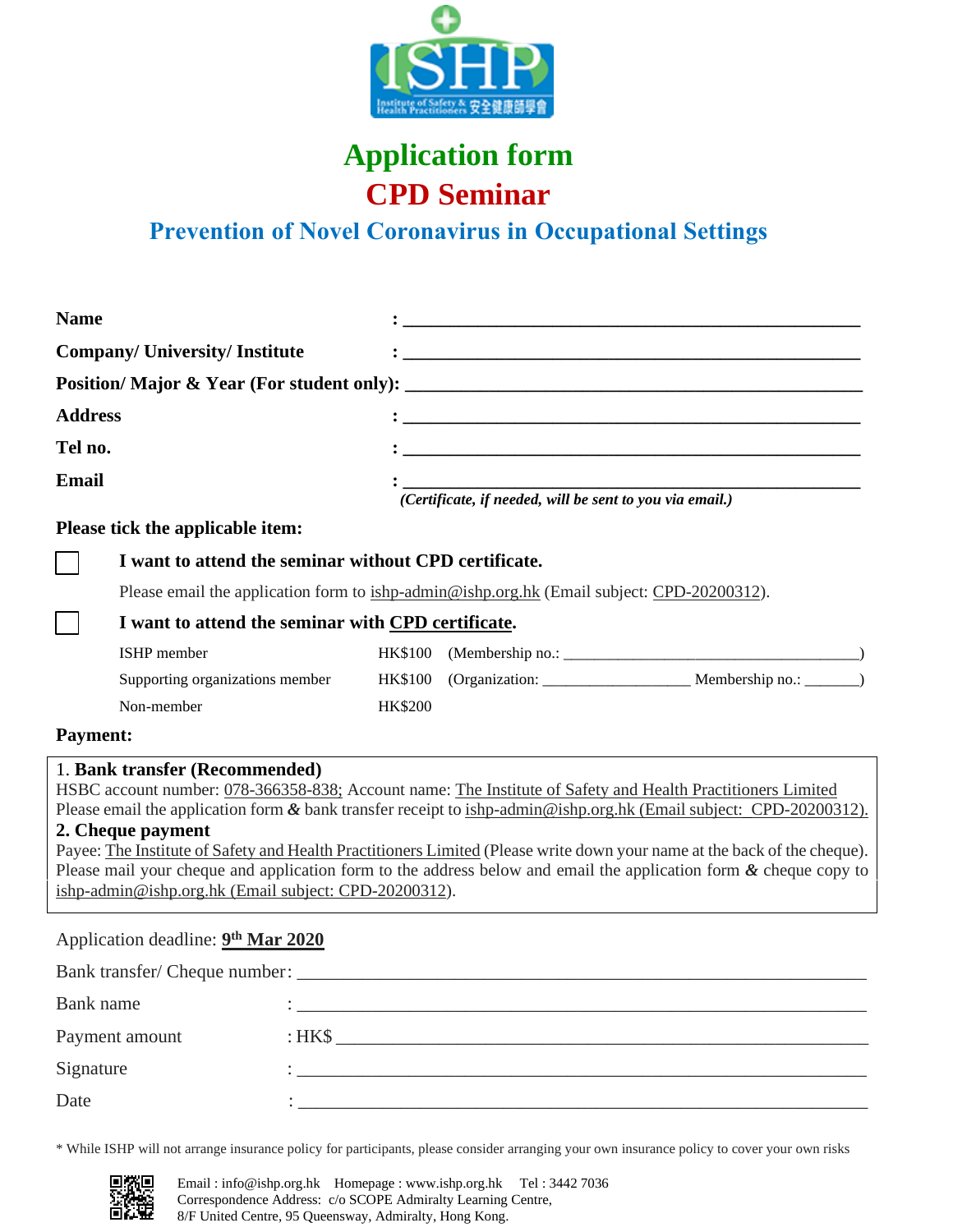# Application form

## CPD Seminar

### Prevention of Novel Coronavirus in Occupational Settings

**Name** : ____________________________________________

**Company/ University/ Institute** : ____________________________________________

**Position/ Major & Year (For student only):** ____________________________________________

**Address** : ____________________________________________

**Tel no.** : ____________________________________________

**Email** : ____________________________________________

***(Certificate, if needed, will be sent to you via email.)***

**Please tick the applicable item:**

☐ **I want to attend the seminar without CPD certificate.**

Please email the application form to ishp-admin@ishp.org.hk (Email subject: CPD-20200312).

☐ **I want to attend the seminar with CPD certificate.**

| | | |
|---|---|---|
| ISHP member | HK$100 | (Membership no.: ____________________________) |
| Supporting organizations member | HK$100 | (Organization: ______________ Membership no.: _______) |
| Non-member | HK$200 | |

**Payment:**

1. **Bank transfer (Recommended)**
HSBC account number: 078-366358-838; Account name: The Institute of Safety and Health Practitioners Limited
Please email the application form & bank transfer receipt to ishp-admin@ishp.org.hk (Email subject: CPD-20200312).

**2. Cheque payment**
Payee: The Institute of Safety and Health Practitioners Limited (Please write down your name at the back of the cheque).
Please mail your cheque and application form to the address below and email the application form & cheque copy to ishp-admin@ishp.org.hk (Email subject: CPD-20200312).

Application deadline: **9th Mar 2020**

Bank transfer/ Cheque number: ____________________________________________

Bank name : ____________________________________________

Payment amount : HK$ ____________________________________________

Signature : ____________________________________________

Date : ____________________________________________

\* While ISHP will not arrange insurance policy for participants, please consider arranging your own insurance policy to cover your own risks

Email : info@ishp.org.hk Homepage : www.ishp.org.hk Tel : 3442 7036
Correspondence Address: c/o SCOPE Admiralty Learning Centre,
8/F United Centre, 95 Queensway, Admiralty, Hong Kong.